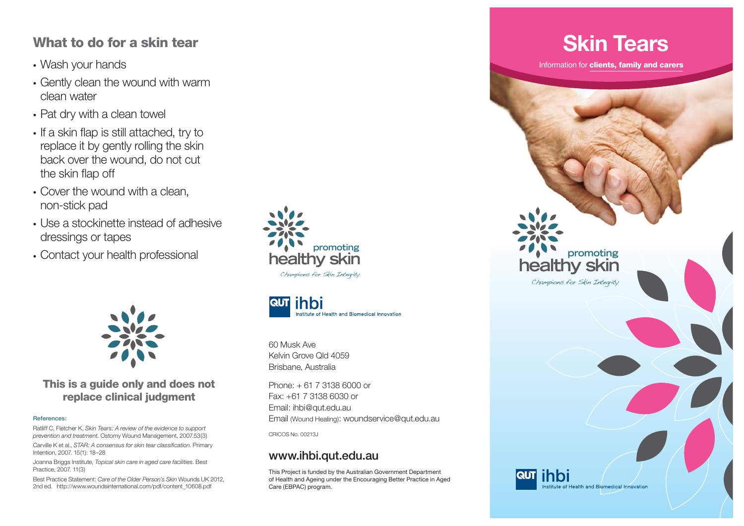## What to do for a skin tear

- Wash your hands
- Gently clean the wound with warm clean water
- Pat dry with a clean towel
- If a skin flap is still attached, try to replace it by gently rolling the skin back over the wound, do not cut the skin flap off
- Cover the wound with a clean, non-stick pad
- Use a stockinette instead of adhesive dressings or tapes
- Contact your health professional

**This is a guide only and does not replace clinical judgment**

**References:**

Ratliff C, Fletcher K, *Skin Tears: A review of the evidence to support prevention and treatment.* Ostomy Wound Management, 2007.53(3)

Carville K et al., *STAR: A consensus for skin tear classification.* Primary Intention, 2007. 15(1): 18–28

Joanna Briggs Institute, *Topical skin care in aged care facilities.* Best Practice, 2007. 11(3)

Best Practice Statement: *Care of the Older Person's Skin* Wounds UK 2012, 2nd ed. http://www.woundsinternational.com/pdf/content_10608.pdf

promoting healthy skin

*Champions for Skin Integrity*

QUT ihbi Institute of Health and Biomedical Innovation

60 Musk Ave
Kelvin Grove Qld 4059
Brisbane, Australia

Phone: + 61 7 3138 6000 or
Fax: +61 7 3138 6030 or
Email: ihbi@qut.edu.au
Email (Wound Healing): woundservice@qut.edu.au

CRICOS No. 00213J

### www.ihbi.qut.edu.au

This Project is funded by the Australian Government Department of Health and Ageing under the Encouraging Better Practice in Aged Care (EBPAC) program.

# Skin Tears

Information for **clients, family and carers**

promoting healthy skin

*Champions for Skin Integrity*

QUT ihbi Institute of Health and Biomedical Innovation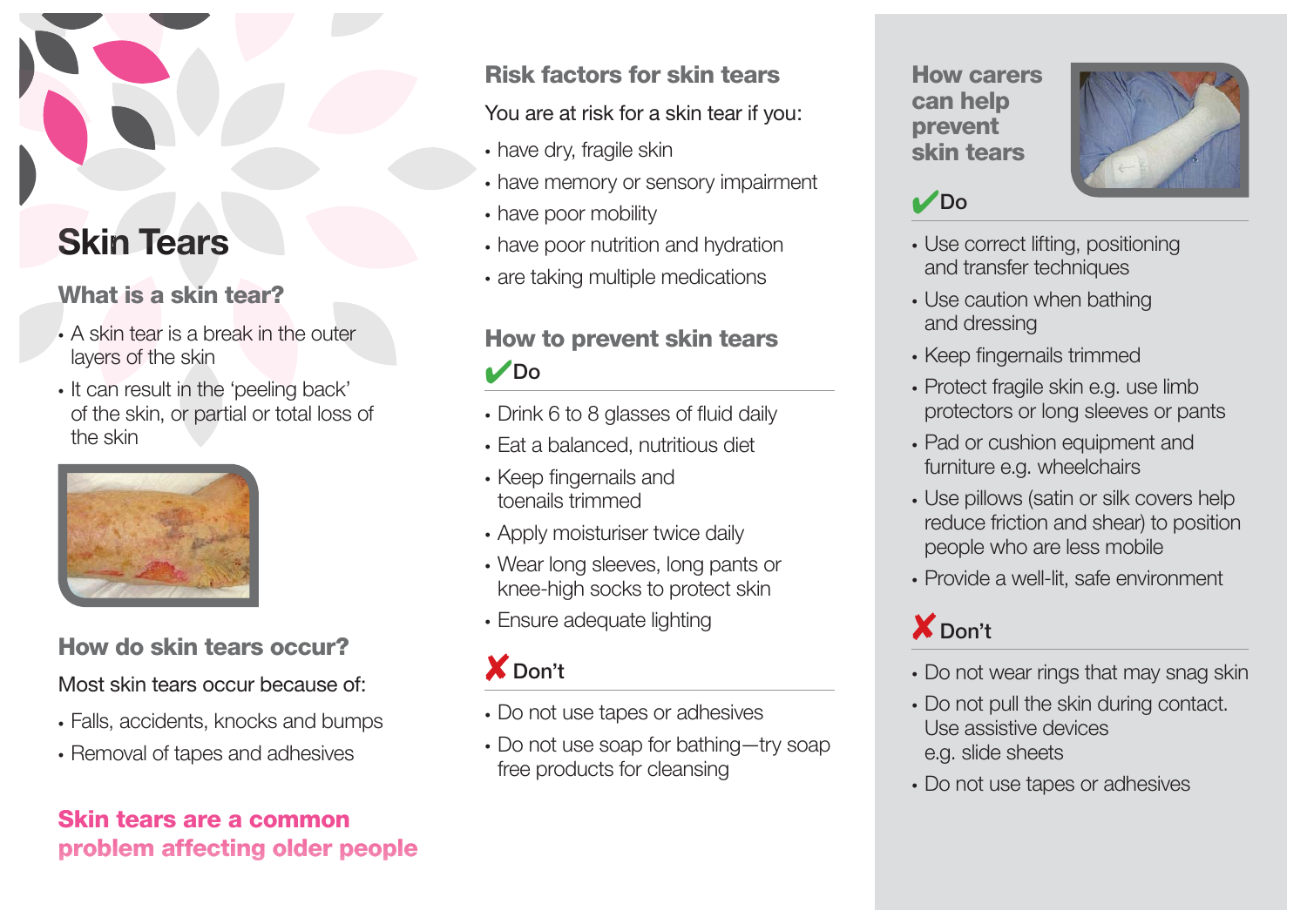# Skin Tears

## What is a skin tear?

- A skin tear is a break in the outer layers of the skin
- It can result in the 'peeling back' of the skin, or partial or total loss of the skin

## How do skin tears occur?

Most skin tears occur because of:

- Falls, accidents, knocks and bumps
- Removal of tapes and adhesives

**Skin tears are a common problem affecting older people**

## Risk factors for skin tears

You are at risk for a skin tear if you:

- have dry, fragile skin
- have memory or sensory impairment
- have poor mobility
- have poor nutrition and hydration
- are taking multiple medications

## How to prevent skin tears

### ✔ Do

- Drink 6 to 8 glasses of fluid daily
- Eat a balanced, nutritious diet
- Keep fingernails and toenails trimmed
- Apply moisturiser twice daily
- Wear long sleeves, long pants or knee-high socks to protect skin
- Ensure adequate lighting

### ✘ Don't

- Do not use tapes or adhesives
- Do not use soap for bathing—try soap free products for cleansing

## How carers can help prevent skin tears

### ✔ Do

- Use correct lifting, positioning and transfer techniques
- Use caution when bathing and dressing
- Keep fingernails trimmed
- Protect fragile skin e.g. use limb protectors or long sleeves or pants
- Pad or cushion equipment and furniture e.g. wheelchairs
- Use pillows (satin or silk covers help reduce friction and shear) to position people who are less mobile
- Provide a well-lit, safe environment

### ✘ Don't

- Do not wear rings that may snag skin
- Do not pull the skin during contact. Use assistive devices e.g. slide sheets
- Do not use tapes or adhesives